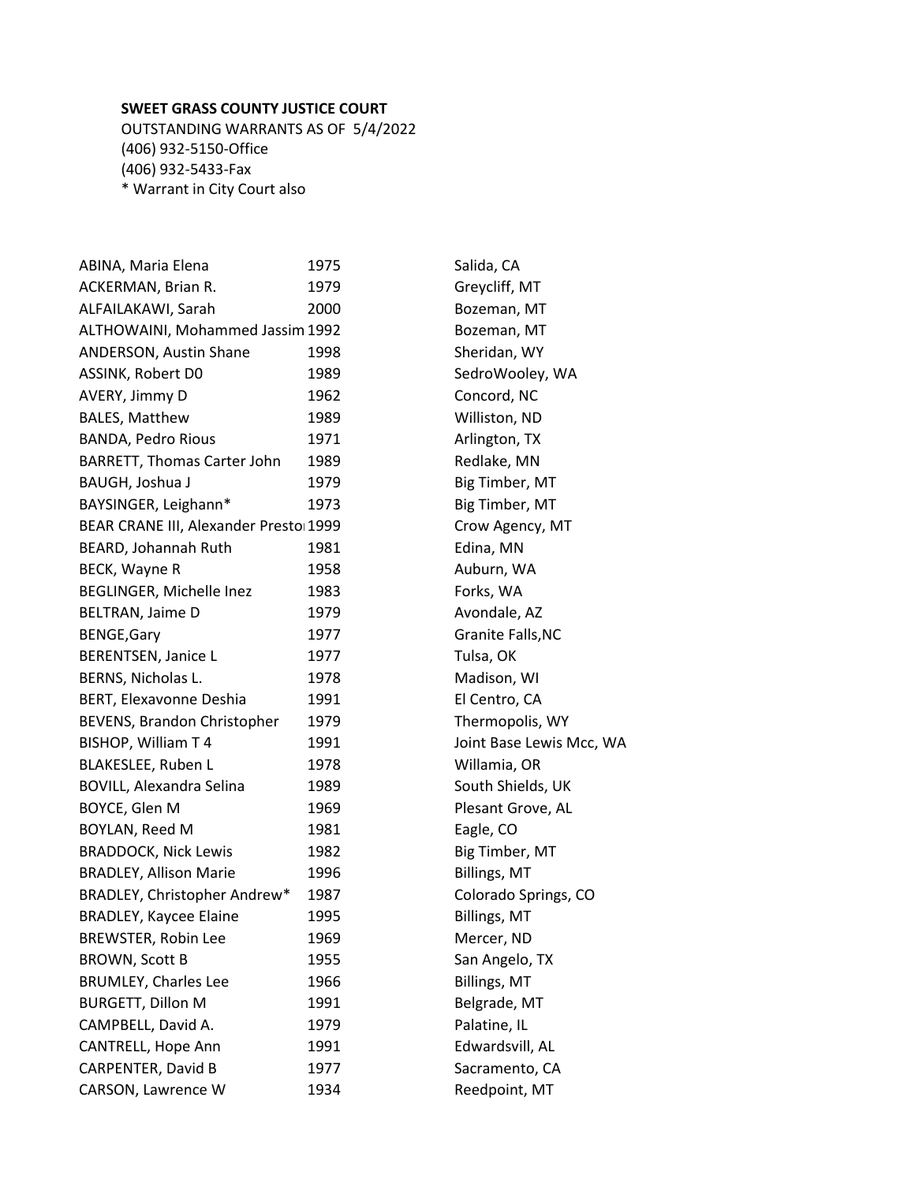**SWEET GRASS COUNTY JUSTICE COURT**

OUTSTANDING WARRANTS AS OF 5/4/2022

(406) 932-5150-Office

(406) 932-5433-Fax

* Warrant in City Court also

| | | |
|---|---|---|
| ABINA, Maria Elena | 1975 | Salida, CA |
| ACKERMAN, Brian R. | 1979 | Greycliff, MT |
| ALFAILAKAWI, Sarah | 2000 | Bozeman, MT |
| ALTHOWAINI, Mohammed Jassim | 1992 | Bozeman, MT |
| ANDERSON, Austin Shane | 1998 | Sheridan, WY |
| ASSINK, Robert D0 | 1989 | SedroWooley, WA |
| AVERY, Jimmy D | 1962 | Concord, NC |
| BALES, Matthew | 1989 | Williston, ND |
| BANDA, Pedro Rious | 1971 | Arlington, TX |
| BARRETT, Thomas Carter John | 1989 | Redlake, MN |
| BAUGH, Joshua J | 1979 | Big Timber, MT |
| BAYSINGER, Leighann* | 1973 | Big Timber, MT |
| BEAR CRANE III, Alexander Presto | 1999 | Crow Agency, MT |
| BEARD, Johannah Ruth | 1981 | Edina, MN |
| BECK, Wayne R | 1958 | Auburn, WA |
| BEGLINGER, Michelle Inez | 1983 | Forks, WA |
| BELTRAN, Jaime D | 1979 | Avondale, AZ |
| BENGE,Gary | 1977 | Granite Falls,NC |
| BERENTSEN, Janice L | 1977 | Tulsa, OK |
| BERNS, Nicholas L. | 1978 | Madison, WI |
| BERT, Elexavonne Deshia | 1991 | El Centro, CA |
| BEVENS, Brandon Christopher | 1979 | Thermopolis, WY |
| BISHOP, William T 4 | 1991 | Joint Base Lewis Mcc, WA |
| BLAKESLEE, Ruben L | 1978 | Willamia, OR |
| BOVILL, Alexandra Selina | 1989 | South Shields, UK |
| BOYCE, Glen M | 1969 | Plesant Grove, AL |
| BOYLAN, Reed M | 1981 | Eagle, CO |
| BRADDOCK, Nick Lewis | 1982 | Big Timber, MT |
| BRADLEY, Allison Marie | 1996 | Billings, MT |
| BRADLEY, Christopher Andrew* | 1987 | Colorado Springs, CO |
| BRADLEY, Kaycee Elaine | 1995 | Billings, MT |
| BREWSTER, Robin Lee | 1969 | Mercer, ND |
| BROWN, Scott B | 1955 | San Angelo, TX |
| BRUMLEY, Charles Lee | 1966 | Billings, MT |
| BURGETT, Dillon M | 1991 | Belgrade, MT |
| CAMPBELL, David A. | 1979 | Palatine, IL |
| CANTRELL, Hope Ann | 1991 | Edwardsvill, AL |
| CARPENTER, David B | 1977 | Sacramento, CA |
| CARSON, Lawrence W | 1934 | Reedpoint, MT |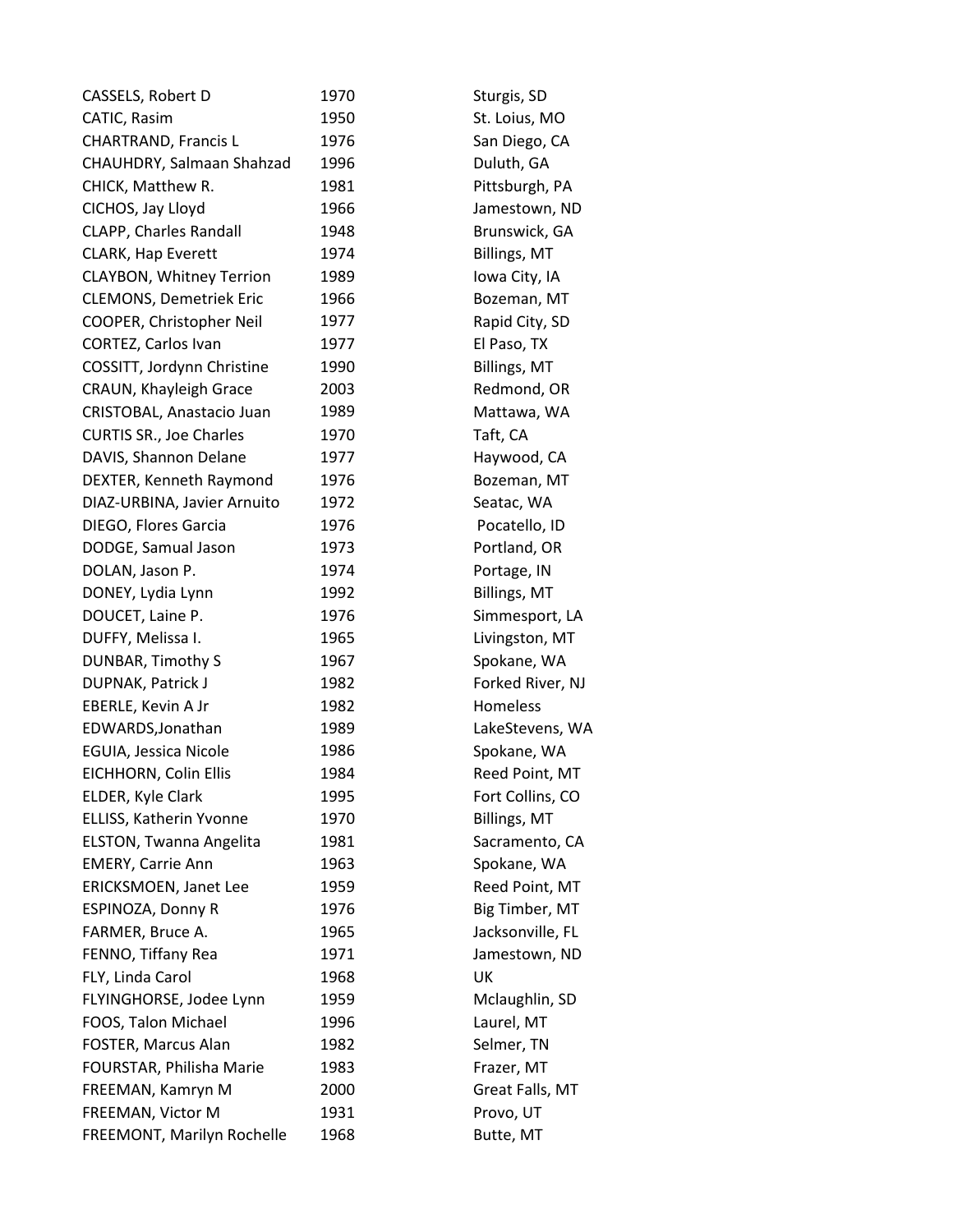| | | |
|---|---|---|
| CASSELS, Robert D | 1970 | Sturgis, SD |
| CATIC, Rasim | 1950 | St. Loius, MO |
| CHARTRAND, Francis L | 1976 | San Diego, CA |
| CHAUHDRY, Salmaan Shahzad | 1996 | Duluth, GA |
| CHICK, Matthew R. | 1981 | Pittsburgh, PA |
| CICHOS, Jay Lloyd | 1966 | Jamestown, ND |
| CLAPP, Charles Randall | 1948 | Brunswick, GA |
| CLARK, Hap Everett | 1974 | Billings, MT |
| CLAYBON, Whitney Terrion | 1989 | Iowa City, IA |
| CLEMONS, Demetriek Eric | 1966 | Bozeman, MT |
| COOPER, Christopher Neil | 1977 | Rapid City, SD |
| CORTEZ, Carlos Ivan | 1977 | El Paso, TX |
| COSSITT, Jordynn Christine | 1990 | Billings, MT |
| CRAUN, Khayleigh Grace | 2003 | Redmond, OR |
| CRISTOBAL, Anastacio Juan | 1989 | Mattawa, WA |
| CURTIS SR., Joe Charles | 1970 | Taft, CA |
| DAVIS, Shannon Delane | 1977 | Haywood, CA |
| DEXTER, Kenneth Raymond | 1976 | Bozeman, MT |
| DIAZ-URBINA, Javier Arnuito | 1972 | Seatac, WA |
| DIEGO, Flores Garcia | 1976 | Pocatello, ID |
| DODGE, Samual Jason | 1973 | Portland, OR |
| DOLAN, Jason P. | 1974 | Portage, IN |
| DONEY, Lydia Lynn | 1992 | Billings, MT |
| DOUCET, Laine P. | 1976 | Simmesport, LA |
| DUFFY, Melissa I. | 1965 | Livingston, MT |
| DUNBAR, Timothy S | 1967 | Spokane, WA |
| DUPNAK, Patrick J | 1982 | Forked River, NJ |
| EBERLE, Kevin A Jr | 1982 | Homeless |
| EDWARDS,Jonathan | 1989 | LakeStevens, WA |
| EGUIA, Jessica Nicole | 1986 | Spokane, WA |
| EICHHORN, Colin Ellis | 1984 | Reed Point, MT |
| ELDER, Kyle Clark | 1995 | Fort Collins, CO |
| ELLISS, Katherin Yvonne | 1970 | Billings, MT |
| ELSTON, Twanna Angelita | 1981 | Sacramento, CA |
| EMERY, Carrie Ann | 1963 | Spokane, WA |
| ERICKSMOEN, Janet Lee | 1959 | Reed Point, MT |
| ESPINOZA, Donny R | 1976 | Big Timber, MT |
| FARMER, Bruce A. | 1965 | Jacksonville, FL |
| FENNO, Tiffany Rea | 1971 | Jamestown, ND |
| FLY, Linda Carol | 1968 | UK |
| FLYINGHORSE, Jodee Lynn | 1959 | Mclaughlin, SD |
| FOOS, Talon Michael | 1996 | Laurel, MT |
| FOSTER, Marcus Alan | 1982 | Selmer, TN |
| FOURSTAR, Philisha Marie | 1983 | Frazer, MT |
| FREEMAN, Kamryn M | 2000 | Great Falls, MT |
| FREEMAN, Victor M | 1931 | Provo, UT |
| FREEMONT, Marilyn Rochelle | 1968 | Butte, MT |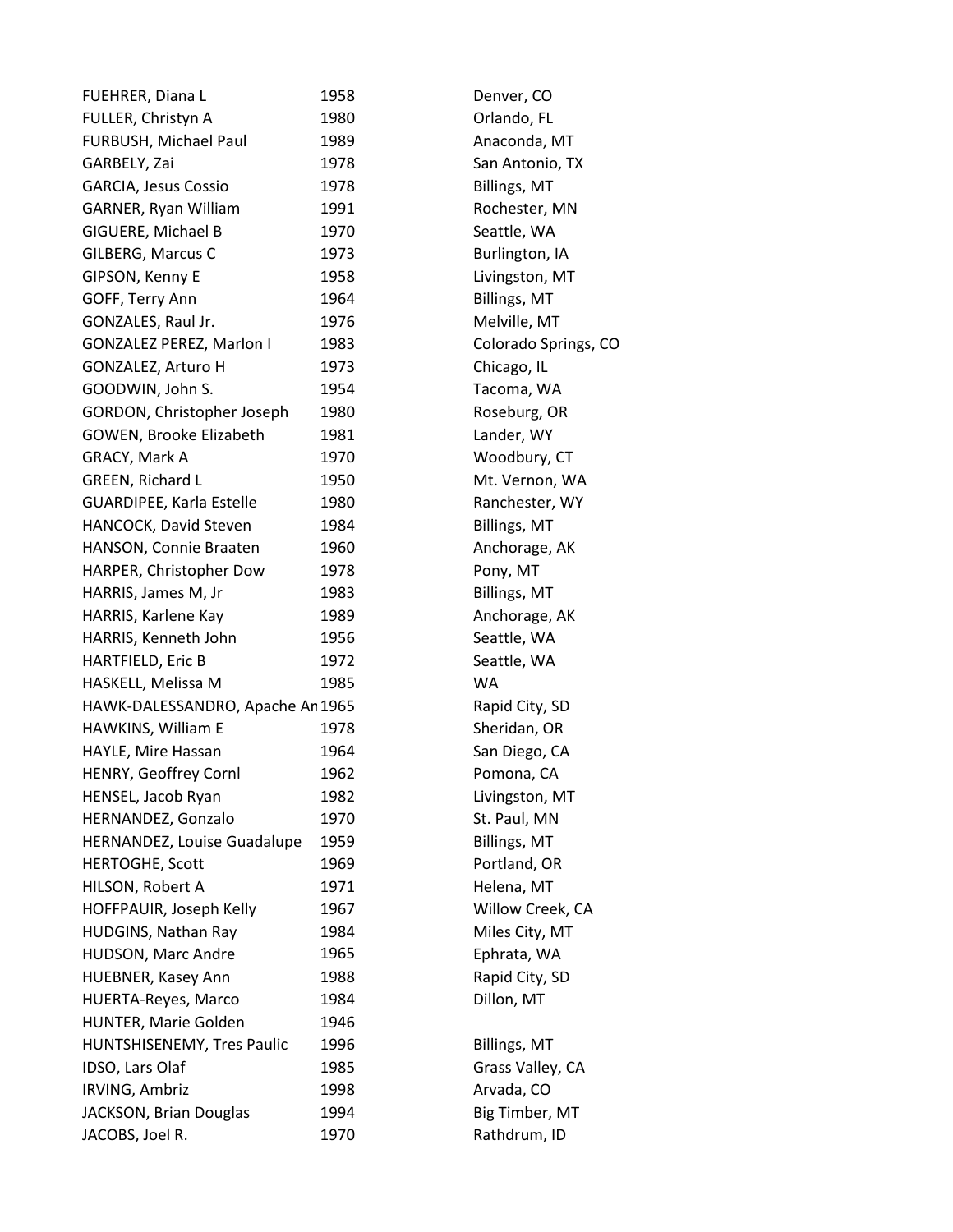| | | |
|---|---|---|
| FUEHRER, Diana L | 1958 | Denver, CO |
| FULLER, Christyn A | 1980 | Orlando, FL |
| FURBUSH, Michael Paul | 1989 | Anaconda, MT |
| GARBELY, Zai | 1978 | San Antonio, TX |
| GARCIA, Jesus Cossio | 1978 | Billings, MT |
| GARNER, Ryan William | 1991 | Rochester, MN |
| GIGUERE, Michael B | 1970 | Seattle, WA |
| GILBERG, Marcus C | 1973 | Burlington, IA |
| GIPSON, Kenny E | 1958 | Livingston, MT |
| GOFF, Terry Ann | 1964 | Billings, MT |
| GONZALES, Raul Jr. | 1976 | Melville, MT |
| GONZALEZ PEREZ, Marlon I | 1983 | Colorado Springs, CO |
| GONZALEZ, Arturo H | 1973 | Chicago, IL |
| GOODWIN, John S. | 1954 | Tacoma, WA |
| GORDON, Christopher Joseph | 1980 | Roseburg, OR |
| GOWEN, Brooke Elizabeth | 1981 | Lander, WY |
| GRACY, Mark A | 1970 | Woodbury, CT |
| GREEN, Richard L | 1950 | Mt. Vernon, WA |
| GUARDIPEE, Karla Estelle | 1980 | Ranchester, WY |
| HANCOCK, David Steven | 1984 | Billings, MT |
| HANSON, Connie Braaten | 1960 | Anchorage, AK |
| HARPER, Christopher Dow | 1978 | Pony, MT |
| HARRIS, James M, Jr | 1983 | Billings, MT |
| HARRIS, Karlene Kay | 1989 | Anchorage, AK |
| HARRIS, Kenneth John | 1956 | Seattle, WA |
| HARTFIELD, Eric B | 1972 | Seattle, WA |
| HASKELL, Melissa M | 1985 | WA |
| HAWK-DALESSANDRO, Apache An | 1965 | Rapid City, SD |
| HAWKINS, William E | 1978 | Sheridan, OR |
| HAYLE, Mire Hassan | 1964 | San Diego, CA |
| HENRY, Geoffrey Cornl | 1962 | Pomona, CA |
| HENSEL, Jacob Ryan | 1982 | Livingston, MT |
| HERNANDEZ, Gonzalo | 1970 | St. Paul, MN |
| HERNANDEZ, Louise Guadalupe | 1959 | Billings, MT |
| HERTOGHE, Scott | 1969 | Portland, OR |
| HILSON, Robert A | 1971 | Helena, MT |
| HOFFPAUIR, Joseph Kelly | 1967 | Willow Creek, CA |
| HUDGINS, Nathan Ray | 1984 | Miles City, MT |
| HUDSON, Marc Andre | 1965 | Ephrata, WA |
| HUEBNER, Kasey Ann | 1988 | Rapid City, SD |
| HUERTA-Reyes, Marco | 1984 | Dillon, MT |
| HUNTER, Marie Golden | 1946 | |
| HUNTSHISENEMY, Tres Paulic | 1996 | Billings, MT |
| IDSO, Lars Olaf | 1985 | Grass Valley, CA |
| IRVING, Ambriz | 1998 | Arvada, CO |
| JACKSON, Brian Douglas | 1994 | Big Timber, MT |
| JACOBS, Joel R. | 1970 | Rathdrum, ID |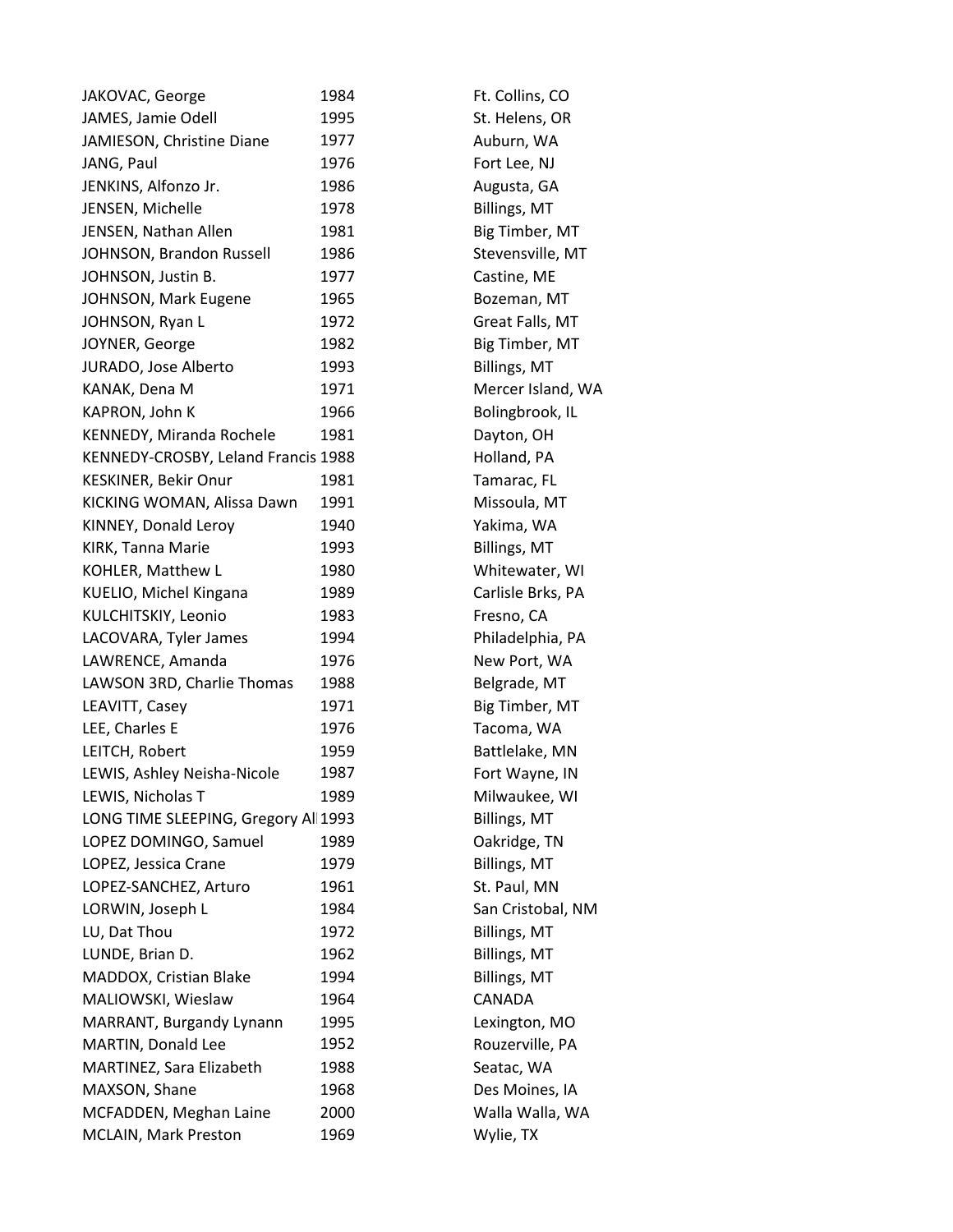| | | |
|---|---|---|
| JAKOVAC, George | 1984 | Ft. Collins, CO |
| JAMES, Jamie Odell | 1995 | St. Helens, OR |
| JAMIESON, Christine Diane | 1977 | Auburn, WA |
| JANG, Paul | 1976 | Fort Lee, NJ |
| JENKINS, Alfonzo Jr. | 1986 | Augusta, GA |
| JENSEN, Michelle | 1978 | Billings, MT |
| JENSEN, Nathan Allen | 1981 | Big Timber, MT |
| JOHNSON, Brandon Russell | 1986 | Stevensville, MT |
| JOHNSON, Justin B. | 1977 | Castine, ME |
| JOHNSON, Mark Eugene | 1965 | Bozeman, MT |
| JOHNSON, Ryan L | 1972 | Great Falls, MT |
| JOYNER, George | 1982 | Big Timber, MT |
| JURADO, Jose Alberto | 1993 | Billings, MT |
| KANAK, Dena M | 1971 | Mercer Island, WA |
| KAPRON, John K | 1966 | Bolingbrook, IL |
| KENNEDY, Miranda Rochele | 1981 | Dayton, OH |
| KENNEDY-CROSBY, Leland Francis | 1988 | Holland, PA |
| KESKINER, Bekir Onur | 1981 | Tamarac, FL |
| KICKING WOMAN, Alissa Dawn | 1991 | Missoula, MT |
| KINNEY, Donald Leroy | 1940 | Yakima, WA |
| KIRK, Tanna Marie | 1993 | Billings, MT |
| KOHLER, Matthew L | 1980 | Whitewater, WI |
| KUELIO, Michel Kingana | 1989 | Carlisle Brks, PA |
| KULCHITSKIY, Leonio | 1983 | Fresno, CA |
| LACOVARA, Tyler James | 1994 | Philadelphia, PA |
| LAWRENCE, Amanda | 1976 | New Port, WA |
| LAWSON 3RD, Charlie Thomas | 1988 | Belgrade, MT |
| LEAVITT, Casey | 1971 | Big Timber, MT |
| LEE, Charles E | 1976 | Tacoma, WA |
| LEITCH, Robert | 1959 | Battlelake, MN |
| LEWIS, Ashley Neisha-Nicole | 1987 | Fort Wayne, IN |
| LEWIS, Nicholas T | 1989 | Milwaukee, WI |
| LONG TIME SLEEPING, Gregory Al | 1993 | Billings, MT |
| LOPEZ DOMINGO, Samuel | 1989 | Oakridge, TN |
| LOPEZ, Jessica Crane | 1979 | Billings, MT |
| LOPEZ-SANCHEZ, Arturo | 1961 | St. Paul, MN |
| LORWIN, Joseph L | 1984 | San Cristobal, NM |
| LU, Dat Thou | 1972 | Billings, MT |
| LUNDE, Brian D. | 1962 | Billings, MT |
| MADDOX, Cristian Blake | 1994 | Billings, MT |
| MALIOWSKI, Wieslaw | 1964 | CANADA |
| MARRANT, Burgandy Lynann | 1995 | Lexington, MO |
| MARTIN, Donald Lee | 1952 | Rouzerville, PA |
| MARTINEZ, Sara Elizabeth | 1988 | Seatac, WA |
| MAXSON, Shane | 1968 | Des Moines, IA |
| MCFADDEN, Meghan Laine | 2000 | Walla Walla, WA |
| MCLAIN, Mark Preston | 1969 | Wylie, TX |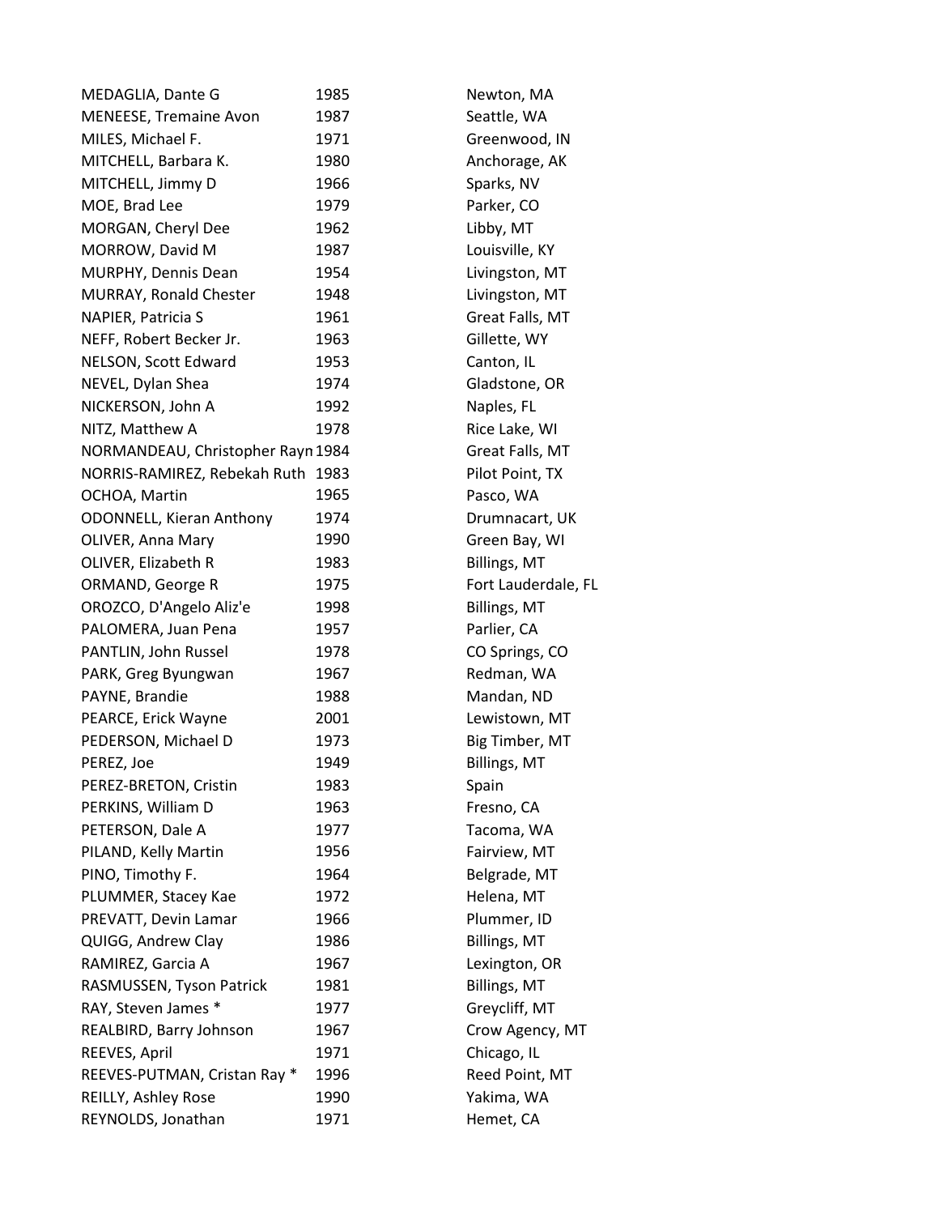| | | |
|---|---|---|
| MEDAGLIA, Dante G | 1985 | Newton, MA |
| MENEESE, Tremaine Avon | 1987 | Seattle, WA |
| MILES, Michael F. | 1971 | Greenwood, IN |
| MITCHELL, Barbara K. | 1980 | Anchorage, AK |
| MITCHELL, Jimmy D | 1966 | Sparks, NV |
| MOE, Brad Lee | 1979 | Parker, CO |
| MORGAN, Cheryl Dee | 1962 | Libby, MT |
| MORROW, David M | 1987 | Louisville, KY |
| MURPHY, Dennis Dean | 1954 | Livingston, MT |
| MURRAY, Ronald Chester | 1948 | Livingston, MT |
| NAPIER, Patricia S | 1961 | Great Falls, MT |
| NEFF, Robert Becker Jr. | 1963 | Gillette, WY |
| NELSON, Scott Edward | 1953 | Canton, IL |
| NEVEL, Dylan Shea | 1974 | Gladstone, OR |
| NICKERSON, John A | 1992 | Naples, FL |
| NITZ, Matthew A | 1978 | Rice Lake, WI |
| NORMANDEAU, Christopher Rayn | 1984 | Great Falls, MT |
| NORRIS-RAMIREZ, Rebekah Ruth | 1983 | Pilot Point, TX |
| OCHOA, Martin | 1965 | Pasco, WA |
| ODONNELL, Kieran Anthony | 1974 | Drumnacart, UK |
| OLIVER, Anna Mary | 1990 | Green Bay, WI |
| OLIVER, Elizabeth R | 1983 | Billings, MT |
| ORMAND, George R | 1975 | Fort Lauderdale, FL |
| OROZCO, D'Angelo Aliz'e | 1998 | Billings, MT |
| PALOMERA, Juan Pena | 1957 | Parlier, CA |
| PANTLIN, John Russel | 1978 | CO Springs, CO |
| PARK, Greg Byungwan | 1967 | Redman, WA |
| PAYNE, Brandie | 1988 | Mandan, ND |
| PEARCE, Erick Wayne | 2001 | Lewistown, MT |
| PEDERSON, Michael D | 1973 | Big Timber, MT |
| PEREZ, Joe | 1949 | Billings, MT |
| PEREZ-BRETON, Cristin | 1983 | Spain |
| PERKINS, William D | 1963 | Fresno, CA |
| PETERSON, Dale A | 1977 | Tacoma, WA |
| PILAND, Kelly Martin | 1956 | Fairview, MT |
| PINO, Timothy F. | 1964 | Belgrade, MT |
| PLUMMER, Stacey Kae | 1972 | Helena, MT |
| PREVATT, Devin Lamar | 1966 | Plummer, ID |
| QUIGG, Andrew Clay | 1986 | Billings, MT |
| RAMIREZ, Garcia A | 1967 | Lexington, OR |
| RASMUSSEN, Tyson Patrick | 1981 | Billings, MT |
| RAY, Steven James * | 1977 | Greycliff, MT |
| REALBIRD, Barry Johnson | 1967 | Crow Agency, MT |
| REEVES, April | 1971 | Chicago, IL |
| REEVES-PUTMAN, Cristan Ray * | 1996 | Reed Point, MT |
| REILLY, Ashley Rose | 1990 | Yakima, WA |
| REYNOLDS, Jonathan | 1971 | Hemet, CA |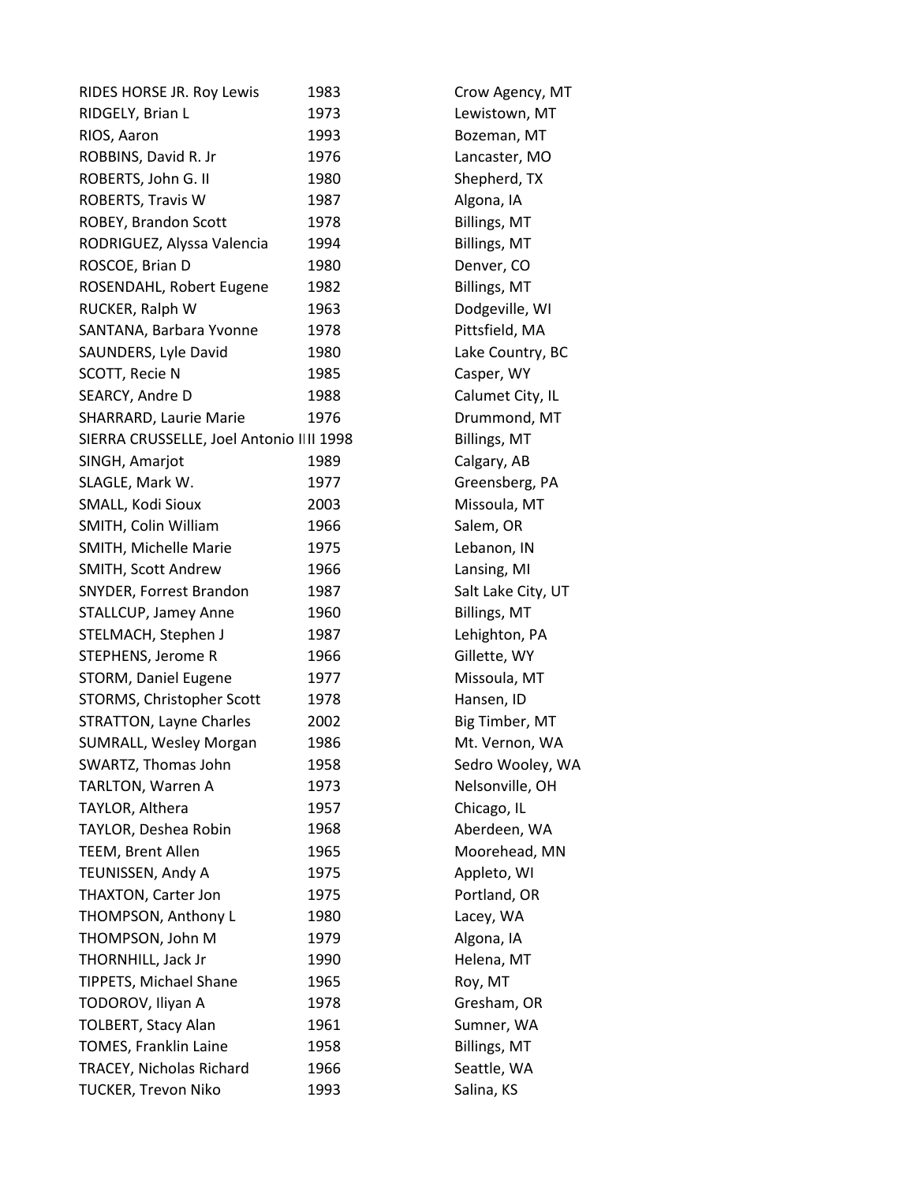| | | |
|---|---|---|
| RIDES HORSE JR. Roy Lewis | 1983 | Crow Agency, MT |
| RIDGELY, Brian L | 1973 | Lewistown, MT |
| RIOS, Aaron | 1993 | Bozeman, MT |
| ROBBINS, David R. Jr | 1976 | Lancaster, MO |
| ROBERTS, John G. II | 1980 | Shepherd, TX |
| ROBERTS, Travis W | 1987 | Algona, IA |
| ROBEY, Brandon Scott | 1978 | Billings, MT |
| RODRIGUEZ, Alyssa Valencia | 1994 | Billings, MT |
| ROSCOE, Brian D | 1980 | Denver, CO |
| ROSENDAHL, Robert Eugene | 1982 | Billings, MT |
| RUCKER, Ralph W | 1963 | Dodgeville, WI |
| SANTANA, Barbara Yvonne | 1978 | Pittsfield, MA |
| SAUNDERS, Lyle David | 1980 | Lake Country, BC |
| SCOTT, Recie N | 1985 | Casper, WY |
| SEARCY, Andre D | 1988 | Calumet City, IL |
| SHARRARD, Laurie Marie | 1976 | Drummond, MT |
| SIERRA CRUSSELLE, Joel Antonio III | 1998 | Billings, MT |
| SINGH, Amarjot | 1989 | Calgary, AB |
| SLAGLE, Mark W. | 1977 | Greensberg, PA |
| SMALL, Kodi Sioux | 2003 | Missoula, MT |
| SMITH, Colin William | 1966 | Salem, OR |
| SMITH, Michelle Marie | 1975 | Lebanon, IN |
| SMITH, Scott Andrew | 1966 | Lansing, MI |
| SNYDER, Forrest Brandon | 1987 | Salt Lake City, UT |
| STALLCUP, Jamey Anne | 1960 | Billings, MT |
| STELMACH, Stephen J | 1987 | Lehighton, PA |
| STEPHENS, Jerome R | 1966 | Gillette, WY |
| STORM, Daniel Eugene | 1977 | Missoula, MT |
| STORMS, Christopher Scott | 1978 | Hansen, ID |
| STRATTON, Layne Charles | 2002 | Big Timber, MT |
| SUMRALL, Wesley Morgan | 1986 | Mt. Vernon, WA |
| SWARTZ, Thomas John | 1958 | Sedro Wooley, WA |
| TARLTON, Warren A | 1973 | Nelsonville, OH |
| TAYLOR, Althera | 1957 | Chicago, IL |
| TAYLOR, Deshea Robin | 1968 | Aberdeen, WA |
| TEEM, Brent Allen | 1965 | Moorehead, MN |
| TEUNISSEN, Andy A | 1975 | Appleto, WI |
| THAXTON, Carter Jon | 1975 | Portland, OR |
| THOMPSON, Anthony L | 1980 | Lacey, WA |
| THOMPSON, John M | 1979 | Algona, IA |
| THORNHILL, Jack Jr | 1990 | Helena, MT |
| TIPPETS, Michael Shane | 1965 | Roy, MT |
| TODOROV, Iliyan A | 1978 | Gresham, OR |
| TOLBERT, Stacy Alan | 1961 | Sumner, WA |
| TOMES, Franklin Laine | 1958 | Billings, MT |
| TRACEY, Nicholas Richard | 1966 | Seattle, WA |
| TUCKER, Trevon Niko | 1993 | Salina, KS |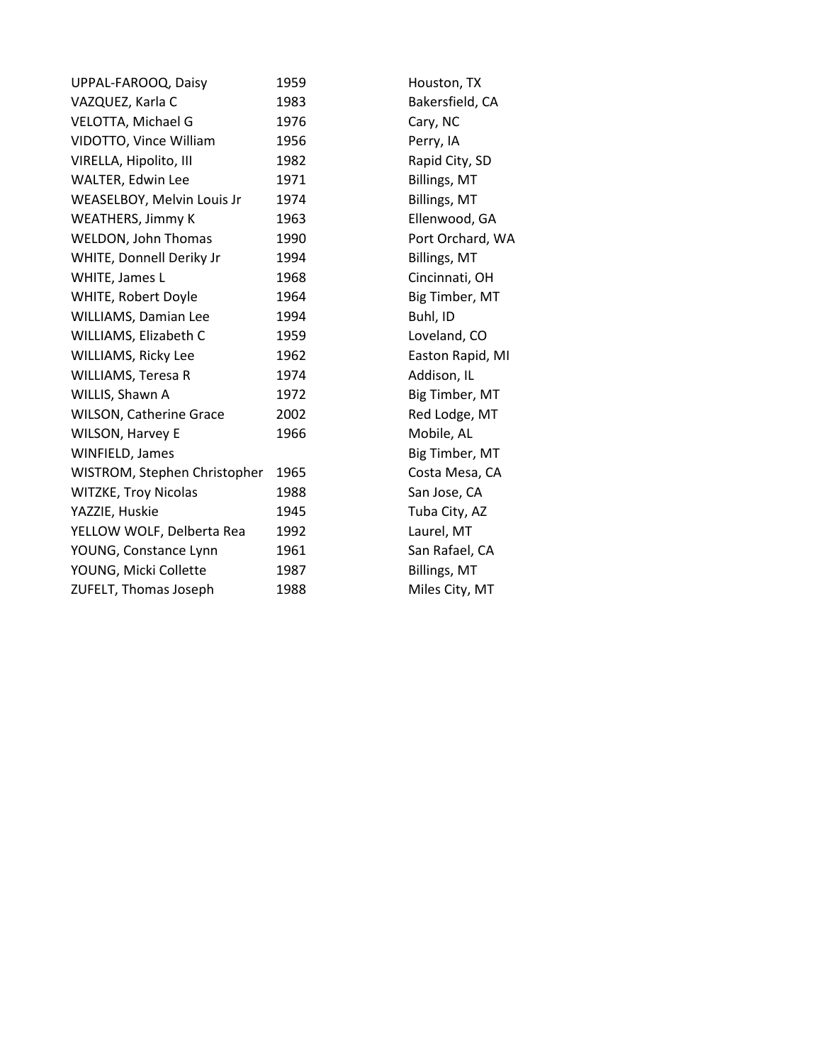| | | |
|---|---|---|
| UPPAL-FAROOQ, Daisy | 1959 | Houston, TX |
| VAZQUEZ, Karla C | 1983 | Bakersfield, CA |
| VELOTTA, Michael G | 1976 | Cary, NC |
| VIDOTTO, Vince William | 1956 | Perry, IA |
| VIRELLA, Hipolito, III | 1982 | Rapid City, SD |
| WALTER, Edwin Lee | 1971 | Billings, MT |
| WEASELBOY, Melvin Louis Jr | 1974 | Billings, MT |
| WEATHERS, Jimmy K | 1963 | Ellenwood, GA |
| WELDON, John Thomas | 1990 | Port Orchard, WA |
| WHITE, Donnell Deriky Jr | 1994 | Billings, MT |
| WHITE, James L | 1968 | Cincinnati, OH |
| WHITE, Robert Doyle | 1964 | Big Timber, MT |
| WILLIAMS, Damian Lee | 1994 | Buhl, ID |
| WILLIAMS, Elizabeth C | 1959 | Loveland, CO |
| WILLIAMS, Ricky Lee | 1962 | Easton Rapid, MI |
| WILLIAMS, Teresa R | 1974 | Addison, IL |
| WILLIS, Shawn A | 1972 | Big Timber, MT |
| WILSON, Catherine Grace | 2002 | Red Lodge, MT |
| WILSON, Harvey E | 1966 | Mobile, AL |
| WINFIELD, James | | Big Timber, MT |
| WISTROM, Stephen Christopher | 1965 | Costa Mesa, CA |
| WITZKE, Troy Nicolas | 1988 | San Jose, CA |
| YAZZIE, Huskie | 1945 | Tuba City, AZ |
| YELLOW WOLF, Delberta Rea | 1992 | Laurel, MT |
| YOUNG, Constance Lynn | 1961 | San Rafael, CA |
| YOUNG, Micki Collette | 1987 | Billings, MT |
| ZUFELT, Thomas Joseph | 1988 | Miles City, MT |